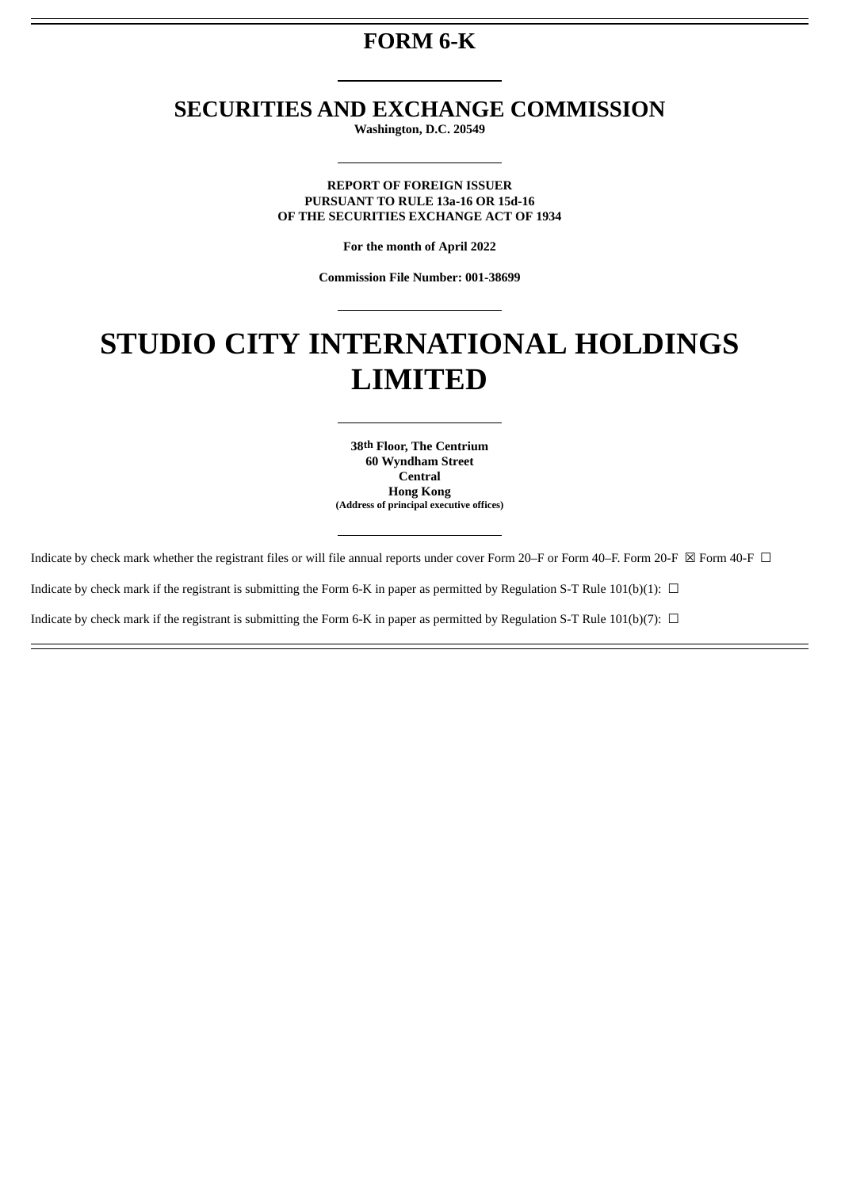# FORM 6-K

## SECURITIES AND EXCHANGE COMMISSION

**Washington, D.C. 20549**

**REPORT OF FOREIGN ISSUER**
**PURSUANT TO RULE 13a-16 OR 15d-16**
**OF THE SECURITIES EXCHANGE ACT OF 1934**

**For the month of April 2022**

**Commission File Number: 001-38699**

# STUDIO CITY INTERNATIONAL HOLDINGS LIMITED

**38th Floor, The Centrium**
**60 Wyndham Street**
**Central**
**Hong Kong**
**(Address of principal executive offices)**

Indicate by check mark whether the registrant files or will file annual reports under cover Form 20–F or Form 40–F. Form 20-F ☒ Form 40-F ☐

Indicate by check mark if the registrant is submitting the Form 6-K in paper as permitted by Regulation S-T Rule 101(b)(1): ☐

Indicate by check mark if the registrant is submitting the Form 6-K in paper as permitted by Regulation S-T Rule 101(b)(7): ☐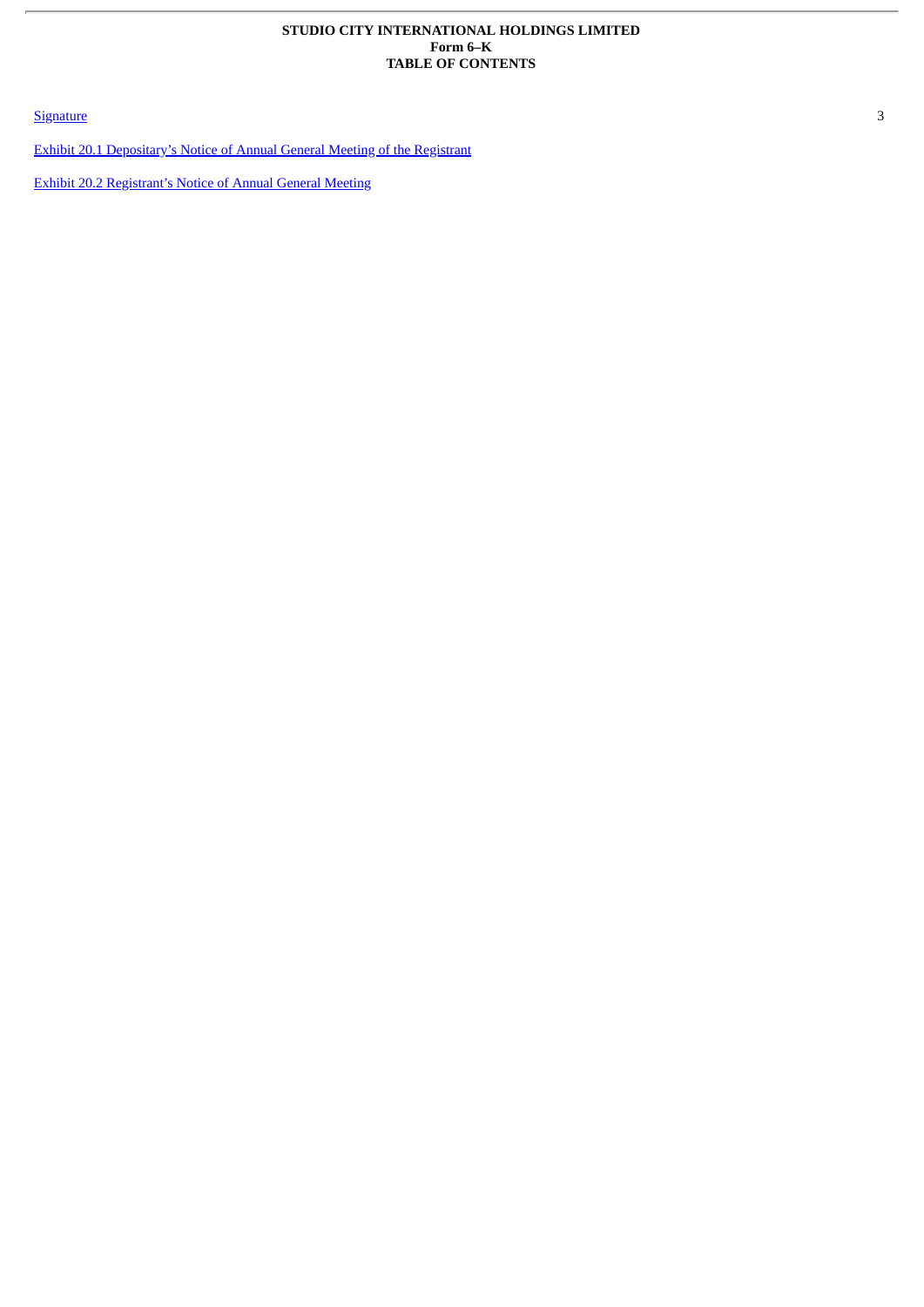**STUDIO CITY INTERNATIONAL HOLDINGS LIMITED**
**Form 6–K**
**TABLE OF CONTENTS**

| | |
|---|---|
| Signature | 3 |
| Exhibit 20.1 Depositary's Notice of Annual General Meeting of the Registrant | |
| Exhibit 20.2 Registrant's Notice of Annual General Meeting | |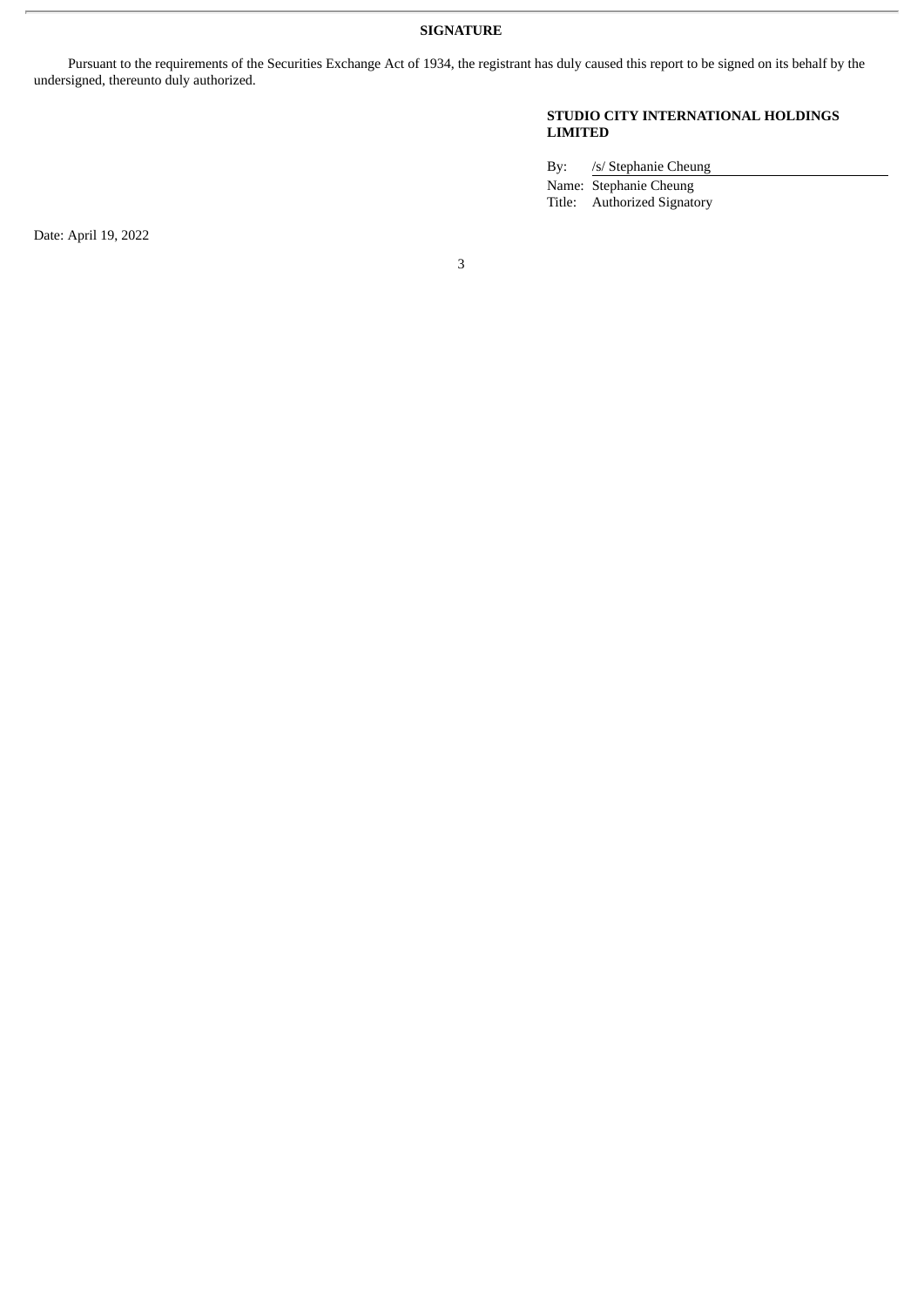**SIGNATURE**

Pursuant to the requirements of the Securities Exchange Act of 1934, the registrant has duly caused this report to be signed on its behalf by the undersigned, thereunto duly authorized.

**STUDIO CITY INTERNATIONAL HOLDINGS LIMITED**

By: /s/ Stephanie Cheung

Name: Stephanie Cheung

Title: Authorized Signatory

Date: April 19, 2022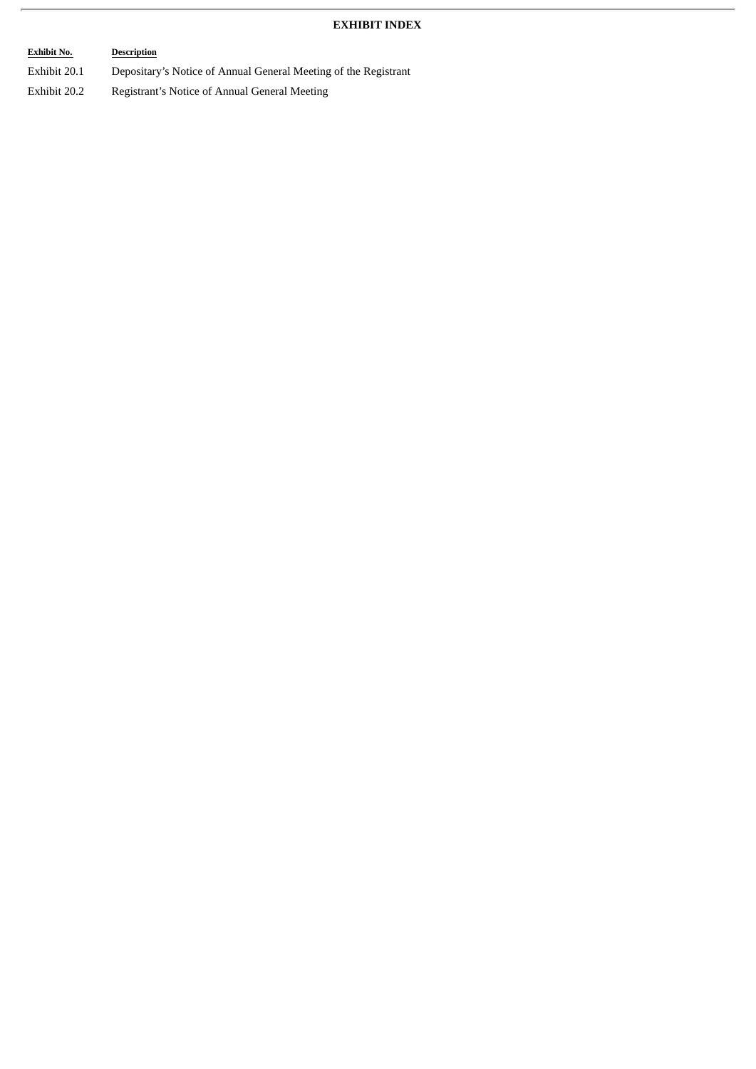**EXHIBIT INDEX**

| Exhibit No. | Description |
|---|---|
| Exhibit 20.1 | Depositary's Notice of Annual General Meeting of the Registrant |
| Exhibit 20.2 | Registrant's Notice of Annual General Meeting |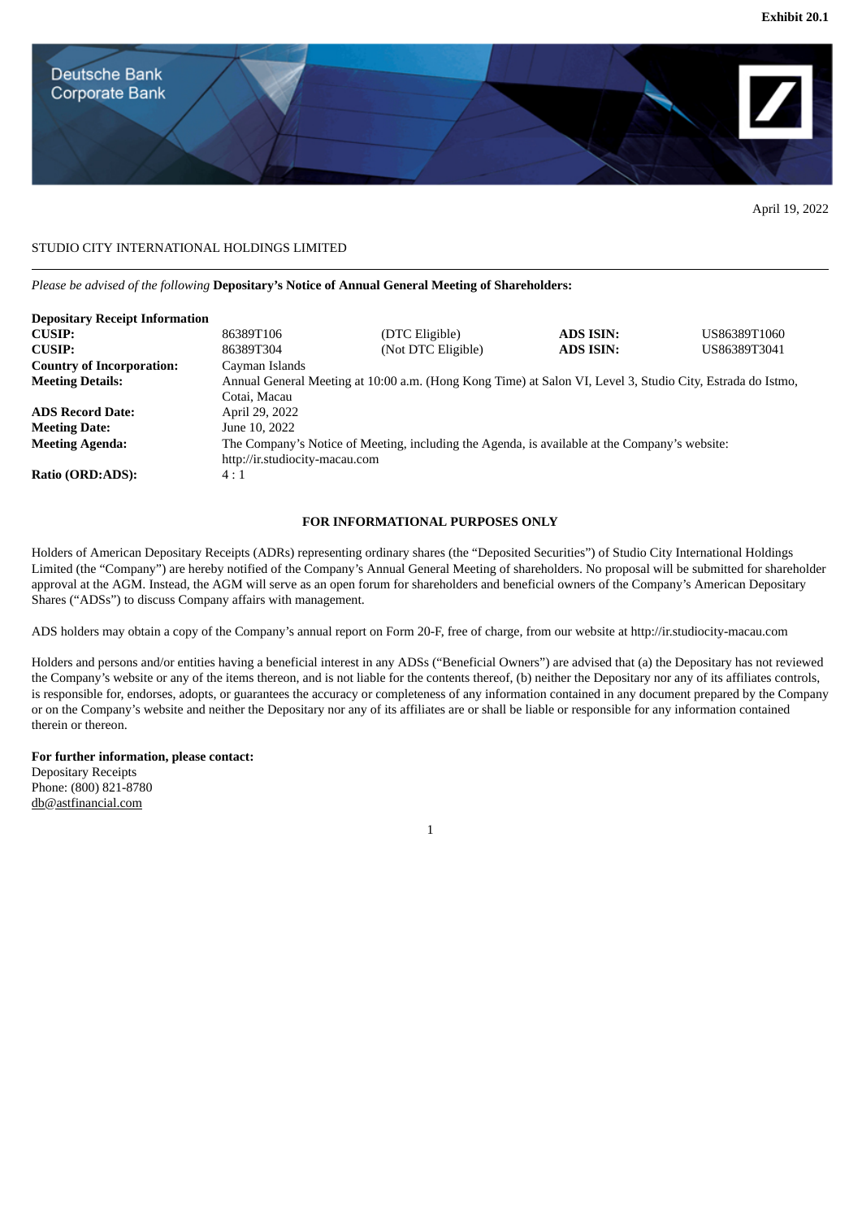**Exhibit 20.1**

Deutsche Bank
Corporate Bank

April 19, 2022

STUDIO CITY INTERNATIONAL HOLDINGS LIMITED

---

*Please be advised of the following* **Depositary's Notice of Annual General Meeting of Shareholders:**

| **Depositary Receipt Information** | | | | |
|---|---|---|---|---|
| **CUSIP:** | 86389T106 | (DTC Eligible) | **ADS ISIN:** | US86389T1060 |
| **CUSIP:** | 86389T304 | (Not DTC Eligible) | **ADS ISIN:** | US86389T3041 |
| **Country of Incorporation:** | Cayman Islands | | | |
| **Meeting Details:** | Annual General Meeting at 10:00 a.m. (Hong Kong Time) at Salon VI, Level 3, Studio City, Estrada do Istmo, Cotai, Macau | | | |
| **ADS Record Date:** | April 29, 2022 | | | |
| **Meeting Date:** | June 10, 2022 | | | |
| **Meeting Agenda:** | The Company's Notice of Meeting, including the Agenda, is available at the Company's website: http://ir.studiocity-macau.com | | | |
| **Ratio (ORD:ADS):** | 4 : 1 | | | |

**FOR INFORMATIONAL PURPOSES ONLY**

Holders of American Depositary Receipts (ADRs) representing ordinary shares (the "Deposited Securities") of Studio City International Holdings Limited (the "Company") are hereby notified of the Company's Annual General Meeting of shareholders. No proposal will be submitted for shareholder approval at the AGM. Instead, the AGM will serve as an open forum for shareholders and beneficial owners of the Company's American Depositary Shares ("ADSs") to discuss Company affairs with management.

ADS holders may obtain a copy of the Company's annual report on Form 20-F, free of charge, from our website at http://ir.studiocity-macau.com

Holders and persons and/or entities having a beneficial interest in any ADSs ("Beneficial Owners") are advised that (a) the Depositary has not reviewed the Company's website or any of the items thereon, and is not liable for the contents thereof, (b) neither the Depositary nor any of its affiliates controls, is responsible for, endorses, adopts, or guarantees the accuracy or completeness of any information contained in any document prepared by the Company or on the Company's website and neither the Depositary nor any of its affiliates are or shall be liable or responsible for any information contained therein or thereon.

**For further information, please contact:**
Depositary Receipts
Phone: (800) 821-8780
db@astfinancial.com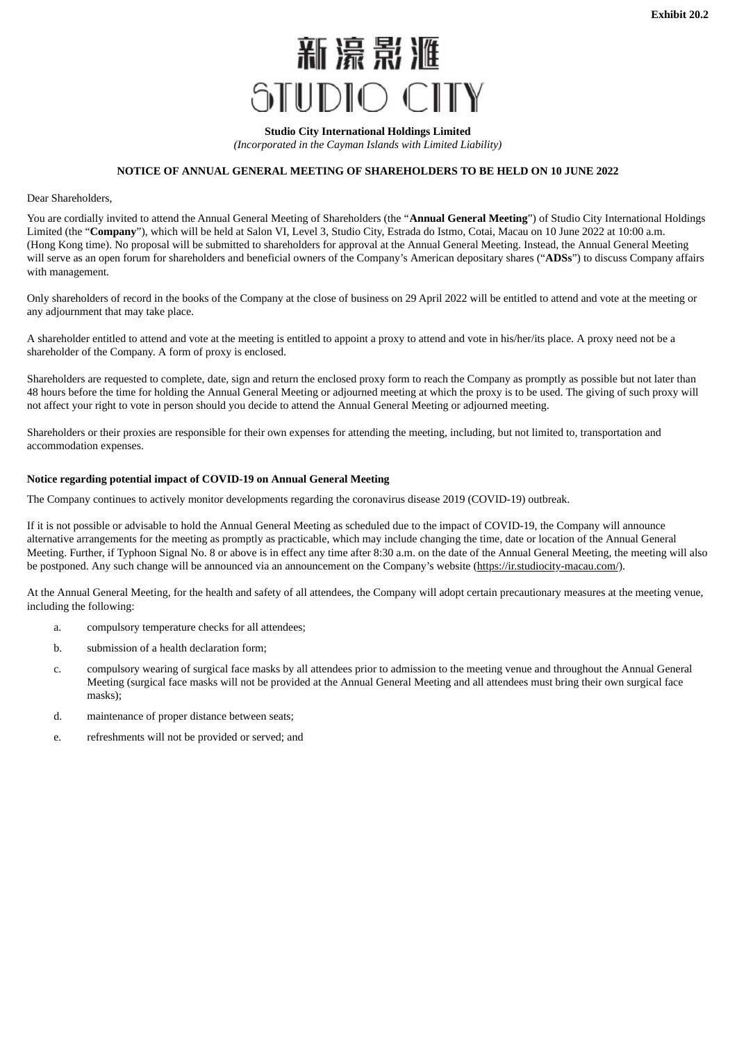**Exhibit 20.2**

新濠影滙

STUDIO CITY

**Studio City International Holdings Limited**

*(Incorporated in the Cayman Islands with Limited Liability)*

**NOTICE OF ANNUAL GENERAL MEETING OF SHAREHOLDERS TO BE HELD ON 10 JUNE 2022**

Dear Shareholders,

You are cordially invited to attend the Annual General Meeting of Shareholders (the "**Annual General Meeting**") of Studio City International Holdings Limited (the "**Company**"), which will be held at Salon VI, Level 3, Studio City, Estrada do Istmo, Cotai, Macau on 10 June 2022 at 10:00 a.m. (Hong Kong time). No proposal will be submitted to shareholders for approval at the Annual General Meeting. Instead, the Annual General Meeting will serve as an open forum for shareholders and beneficial owners of the Company's American depositary shares ("**ADSs**") to discuss Company affairs with management.

Only shareholders of record in the books of the Company at the close of business on 29 April 2022 will be entitled to attend and vote at the meeting or any adjournment that may take place.

A shareholder entitled to attend and vote at the meeting is entitled to appoint a proxy to attend and vote in his/her/its place. A proxy need not be a shareholder of the Company. A form of proxy is enclosed.

Shareholders are requested to complete, date, sign and return the enclosed proxy form to reach the Company as promptly as possible but not later than 48 hours before the time for holding the Annual General Meeting or adjourned meeting at which the proxy is to be used. The giving of such proxy will not affect your right to vote in person should you decide to attend the Annual General Meeting or adjourned meeting.

Shareholders or their proxies are responsible for their own expenses for attending the meeting, including, but not limited to, transportation and accommodation expenses.

**Notice regarding potential impact of COVID-19 on Annual General Meeting**

The Company continues to actively monitor developments regarding the coronavirus disease 2019 (COVID-19) outbreak.

If it is not possible or advisable to hold the Annual General Meeting as scheduled due to the impact of COVID-19, the Company will announce alternative arrangements for the meeting as promptly as practicable, which may include changing the time, date or location of the Annual General Meeting. Further, if Typhoon Signal No. 8 or above is in effect any time after 8:30 a.m. on the date of the Annual General Meeting, the meeting will also be postponed. Any such change will be announced via an announcement on the Company's website (https://ir.studiocity-macau.com/).

At the Annual General Meeting, for the health and safety of all attendees, the Company will adopt certain precautionary measures at the meeting venue, including the following:

a. compulsory temperature checks for all attendees;

b. submission of a health declaration form;

c. compulsory wearing of surgical face masks by all attendees prior to admission to the meeting venue and throughout the Annual General Meeting (surgical face masks will not be provided at the Annual General Meeting and all attendees must bring their own surgical face masks);

d. maintenance of proper distance between seats;

e. refreshments will not be provided or served; and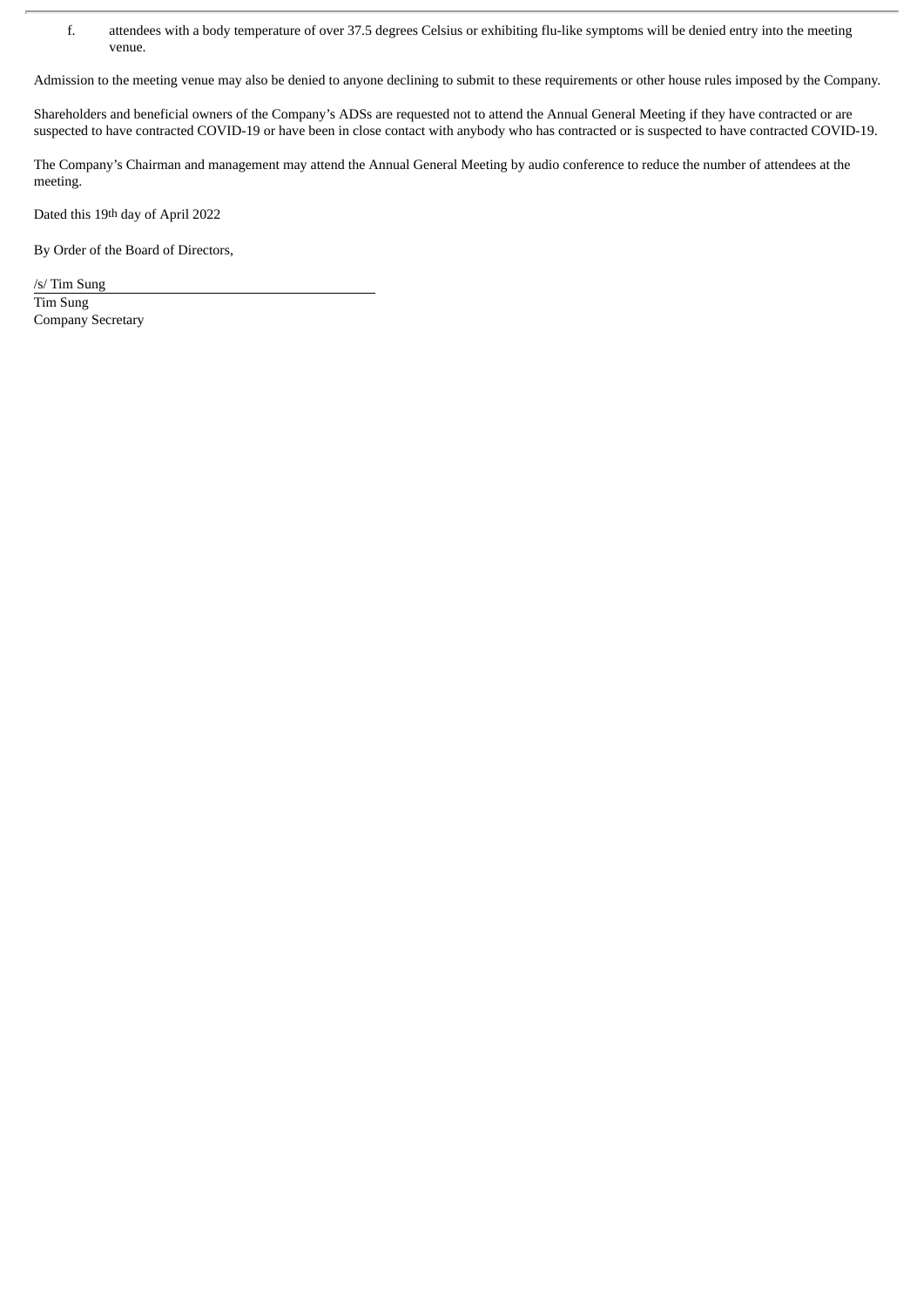f. attendees with a body temperature of over 37.5 degrees Celsius or exhibiting flu-like symptoms will be denied entry into the meeting venue.

Admission to the meeting venue may also be denied to anyone declining to submit to these requirements or other house rules imposed by the Company.

Shareholders and beneficial owners of the Company's ADSs are requested not to attend the Annual General Meeting if they have contracted or are suspected to have contracted COVID-19 or have been in close contact with anybody who has contracted or is suspected to have contracted COVID-19.

The Company's Chairman and management may attend the Annual General Meeting by audio conference to reduce the number of attendees at the meeting.

Dated this 19th day of April 2022

By Order of the Board of Directors,

/s/ Tim Sung

Tim Sung
Company Secretary